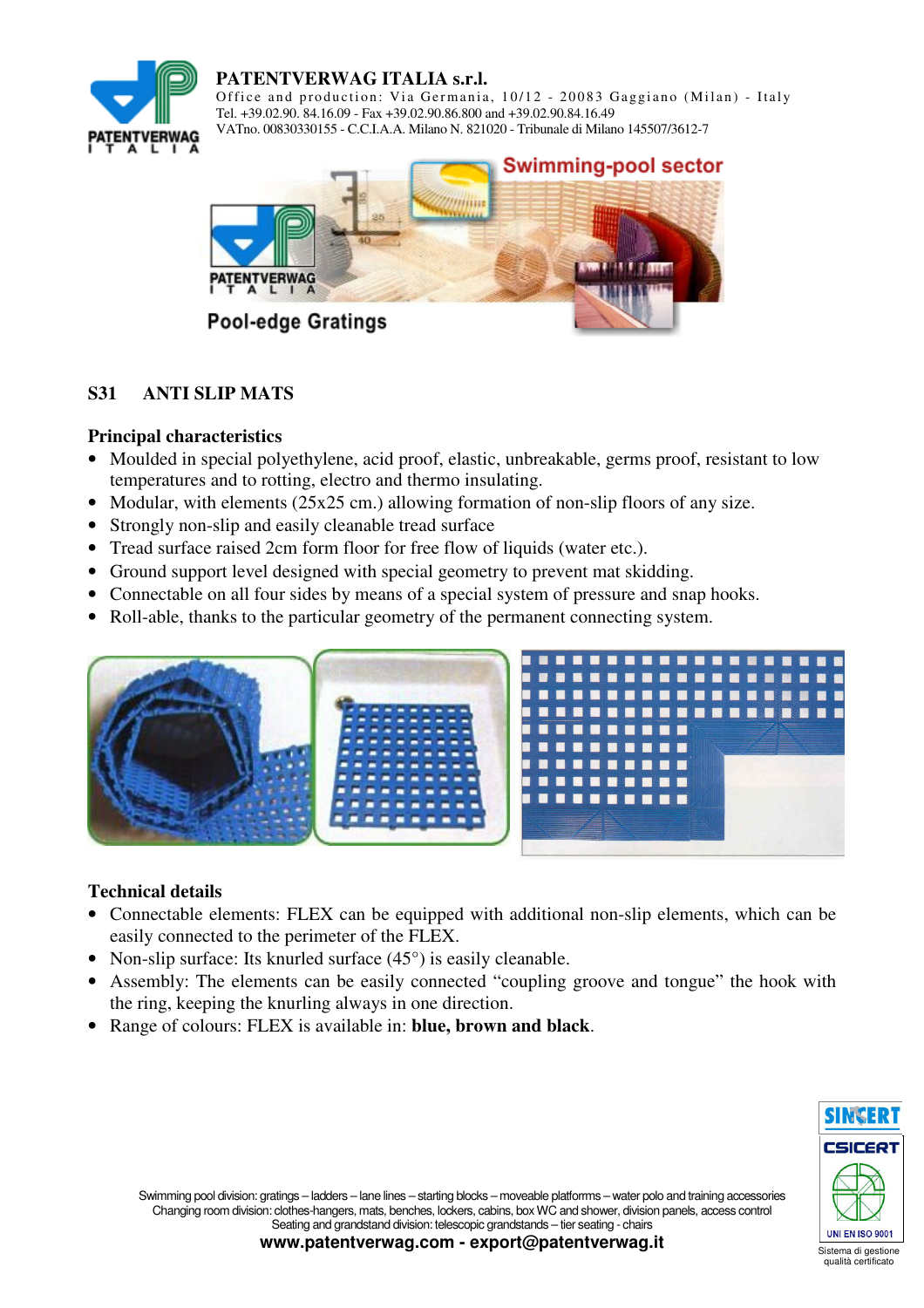**PATENTVERWAG ITALIA s.r.l.**
Office and production: Via Germania, 10/12 - 20083 Gaggiano (Milan) - Italy
Tel. +39.02.90. 84.16.09 - Fax +39.02.90.86.800 and +39.02.90.84.16.49
VATno. 00830330155 - C.C.I.A.A. Milano N. 821020 - Tribunale di Milano 145507/3612-7

Swimming-pool sector

Pool-edge Gratings

## S31 ANTI SLIP MATS

### Principal characteristics

- Moulded in special polyethylene, acid proof, elastic, unbreakable, germs proof, resistant to low temperatures and to rotting, electro and thermo insulating.
- Modular, with elements (25x25 cm.) allowing formation of non-slip floors of any size.
- Strongly non-slip and easily cleanable tread surface
- Tread surface raised 2cm form floor for free flow of liquids (water etc.).
- Ground support level designed with special geometry to prevent mat skidding.
- Connectable on all four sides by means of a special system of pressure and snap hooks.
- Roll-able, thanks to the particular geometry of the permanent connecting system.

### Technical details

- Connectable elements: FLEX can be equipped with additional non-slip elements, which can be easily connected to the perimeter of the FLEX.
- Non-slip surface: Its knurled surface (45°) is easily cleanable.
- Assembly: The elements can be easily connected "coupling groove and tongue" the hook with the ring, keeping the knurling always in one direction.
- Range of colours: FLEX is available in: **blue, brown and black**.

Swimming pool division: gratings – ladders – lane lines – starting blocks – moveable platformms – water polo and training accessories
Changing room division: clothes-hangers, mats, benches, lockers, cabins, box WC and shower, division panels, access control
Seating and grandstand division: telescopic grandstands – tier seating - chairs
**www.patentverwag.com - export@patentverwag.it**

SINCERT
CSICERT
UNI EN ISO 9001
Sistema di gestione qualità certificato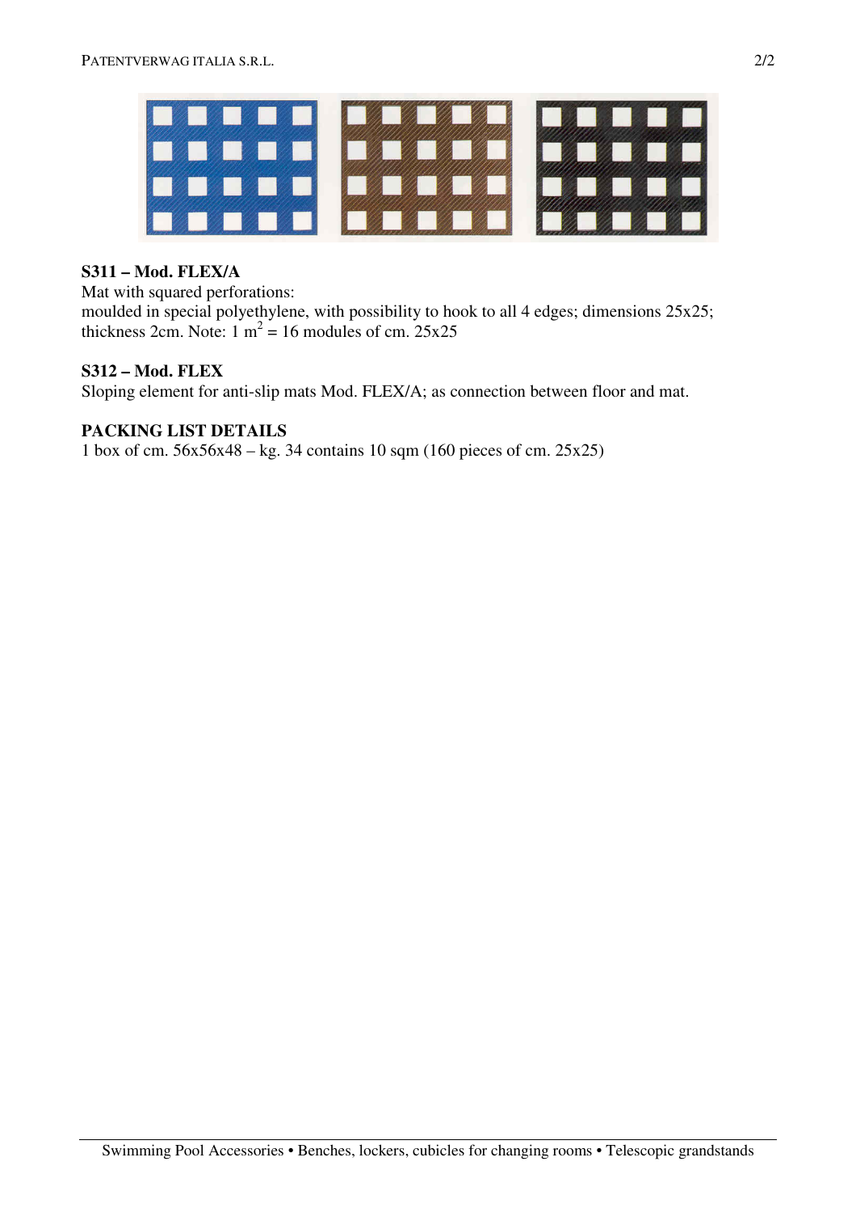**S311 – Mod. FLEX/A**

Mat with squared perforations:
moulded in special polyethylene, with possibility to hook to all 4 edges; dimensions 25x25; thickness 2cm. Note: 1 $m^2$ = 16 modules of cm. 25x25

**S312 – Mod. FLEX**

Sloping element for anti-slip mats Mod. FLEX/A; as connection between floor and mat.

**PACKING LIST DETAILS**

1 box of cm. 56x56x48 – kg. 34 contains 10 sqm (160 pieces of cm. 25x25)